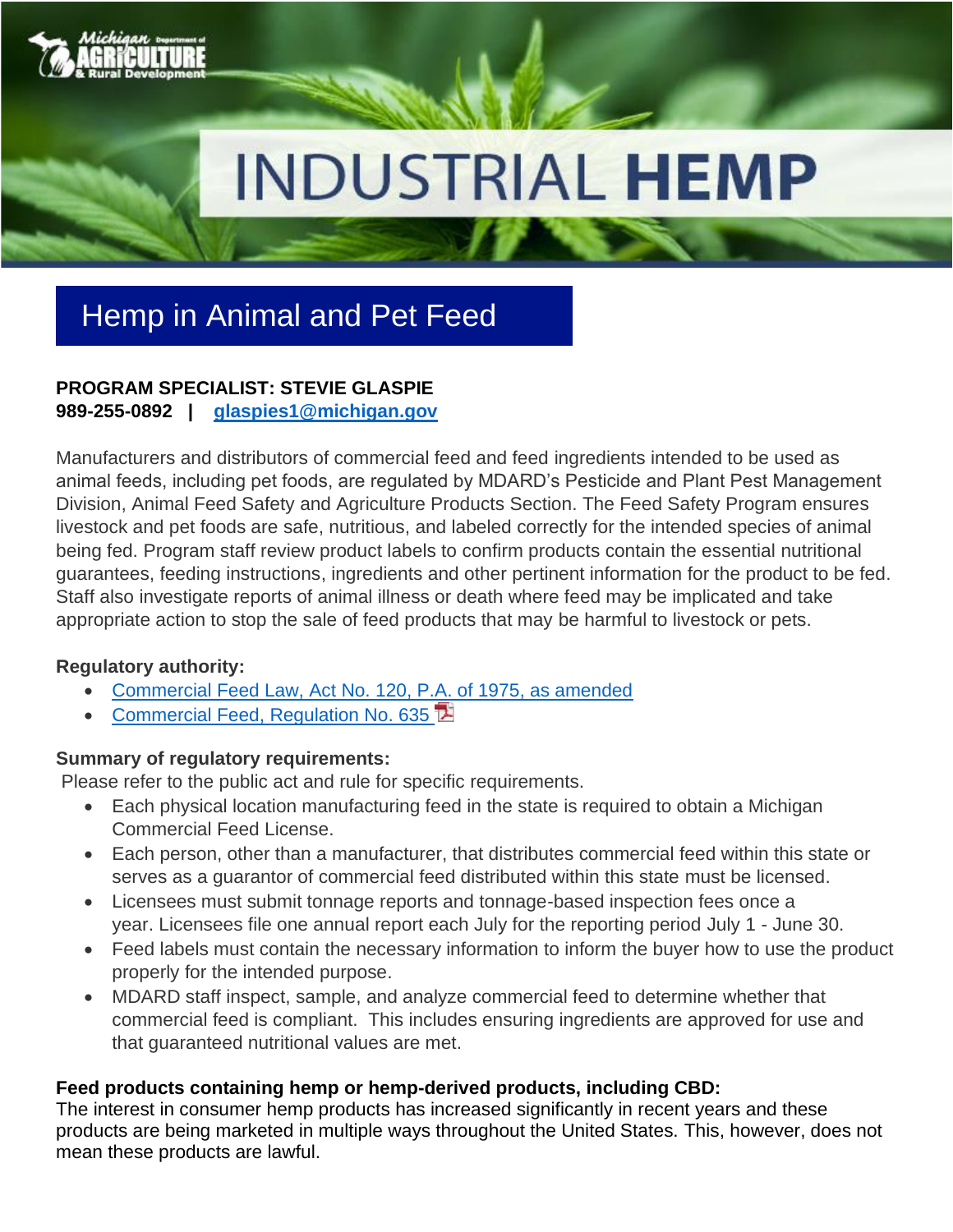Michigan Department of Agriculture & Rural Development

# INDUSTRIAL HEMP

## Hemp in Animal and Pet Feed

**PROGRAM SPECIALIST: STEVIE GLASPIE**
**989-255-0892 | glaspies1@michigan.gov**

Manufacturers and distributors of commercial feed and feed ingredients intended to be used as animal feeds, including pet foods, are regulated by MDARD's Pesticide and Plant Pest Management Division, Animal Feed Safety and Agriculture Products Section. The Feed Safety Program ensures livestock and pet foods are safe, nutritious, and labeled correctly for the intended species of animal being fed. Program staff review product labels to confirm products contain the essential nutritional guarantees, feeding instructions, ingredients and other pertinent information for the product to be fed. Staff also investigate reports of animal illness or death where feed may be implicated and take appropriate action to stop the sale of feed products that may be harmful to livestock or pets.

**Regulatory authority:**

- Commercial Feed Law, Act No. 120, P.A. of 1975, as amended
- Commercial Feed, Regulation No. 635

**Summary of regulatory requirements:**

Please refer to the public act and rule for specific requirements.

- Each physical location manufacturing feed in the state is required to obtain a Michigan Commercial Feed License.
- Each person, other than a manufacturer, that distributes commercial feed within this state or serves as a guarantor of commercial feed distributed within this state must be licensed.
- Licensees must submit tonnage reports and tonnage-based inspection fees once a year. Licensees file one annual report each July for the reporting period July 1 - June 30.
- Feed labels must contain the necessary information to inform the buyer how to use the product properly for the intended purpose.
- MDARD staff inspect, sample, and analyze commercial feed to determine whether that commercial feed is compliant. This includes ensuring ingredients are approved for use and that guaranteed nutritional values are met.

**Feed products containing hemp or hemp-derived products, including CBD:**

The interest in consumer hemp products has increased significantly in recent years and these products are being marketed in multiple ways throughout the United States. This, however, does not mean these products are lawful.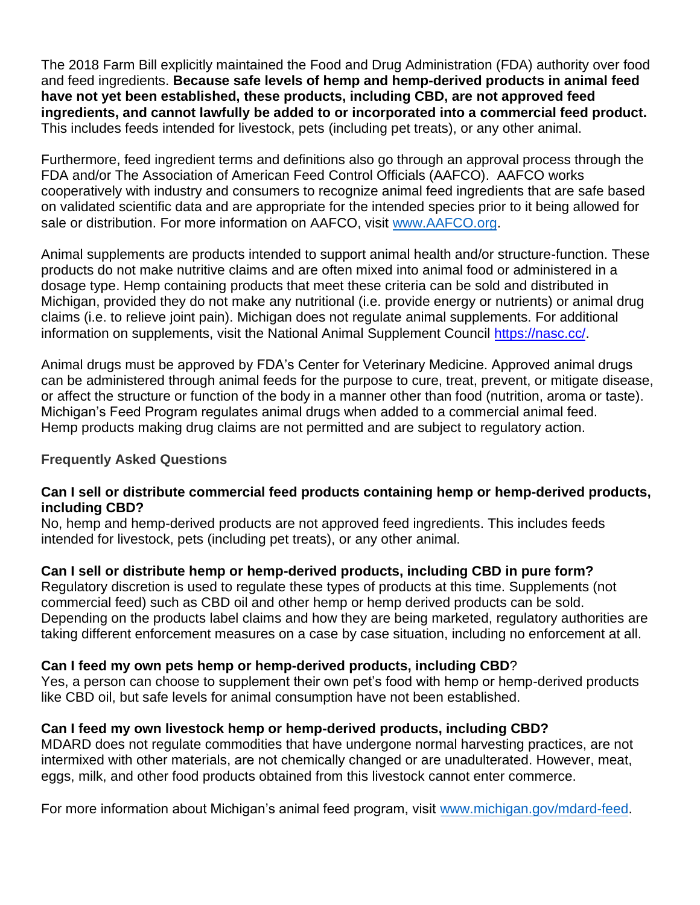The 2018 Farm Bill explicitly maintained the Food and Drug Administration (FDA) authority over food and feed ingredients. **Because safe levels of hemp and hemp-derived products in animal feed have not yet been established, these products, including CBD, are not approved feed ingredients, and cannot lawfully be added to or incorporated into a commercial feed product.** This includes feeds intended for livestock, pets (including pet treats), or any other animal.

Furthermore, feed ingredient terms and definitions also go through an approval process through the FDA and/or The Association of American Feed Control Officials (AAFCO). AAFCO works cooperatively with industry and consumers to recognize animal feed ingredients that are safe based on validated scientific data and are appropriate for the intended species prior to it being allowed for sale or distribution. For more information on AAFCO, visit [www.AAFCO.org](http://www.AAFCO.org).

Animal supplements are products intended to support animal health and/or structure-function. These products do not make nutritive claims and are often mixed into animal food or administered in a dosage type. Hemp containing products that meet these criteria can be sold and distributed in Michigan, provided they do not make any nutritional (i.e. provide energy or nutrients) or animal drug claims (i.e. to relieve joint pain). Michigan does not regulate animal supplements. For additional information on supplements, visit the National Animal Supplement Council [https://nasc.cc/](https://nasc.cc/).

Animal drugs must be approved by FDA's Center for Veterinary Medicine. Approved animal drugs can be administered through animal feeds for the purpose to cure, treat, prevent, or mitigate disease, or affect the structure or function of the body in a manner other than food (nutrition, aroma or taste). Michigan's Feed Program regulates animal drugs when added to a commercial animal feed. Hemp products making drug claims are not permitted and are subject to regulatory action.

## Frequently Asked Questions

**Can I sell or distribute commercial feed products containing hemp or hemp-derived products, including CBD?**
No, hemp and hemp-derived products are not approved feed ingredients. This includes feeds intended for livestock, pets (including pet treats), or any other animal.

**Can I sell or distribute hemp or hemp-derived products, including CBD in pure form?**
Regulatory discretion is used to regulate these types of products at this time. Supplements (not commercial feed) such as CBD oil and other hemp or hemp derived products can be sold. Depending on the products label claims and how they are being marketed, regulatory authorities are taking different enforcement measures on a case by case situation, including no enforcement at all.

**Can I feed my own pets hemp or hemp-derived products, including CBD**?
Yes, a person can choose to supplement their own pet's food with hemp or hemp-derived products like CBD oil, but safe levels for animal consumption have not been established.

**Can I feed my own livestock hemp or hemp-derived products, including CBD?**
MDARD does not regulate commodities that have undergone normal harvesting practices, are not intermixed with other materials, are not chemically changed or are unadulterated. However, meat, eggs, milk, and other food products obtained from this livestock cannot enter commerce.

For more information about Michigan's animal feed program, visit [www.michigan.gov/mdard-feed](http://www.michigan.gov/mdard-feed).